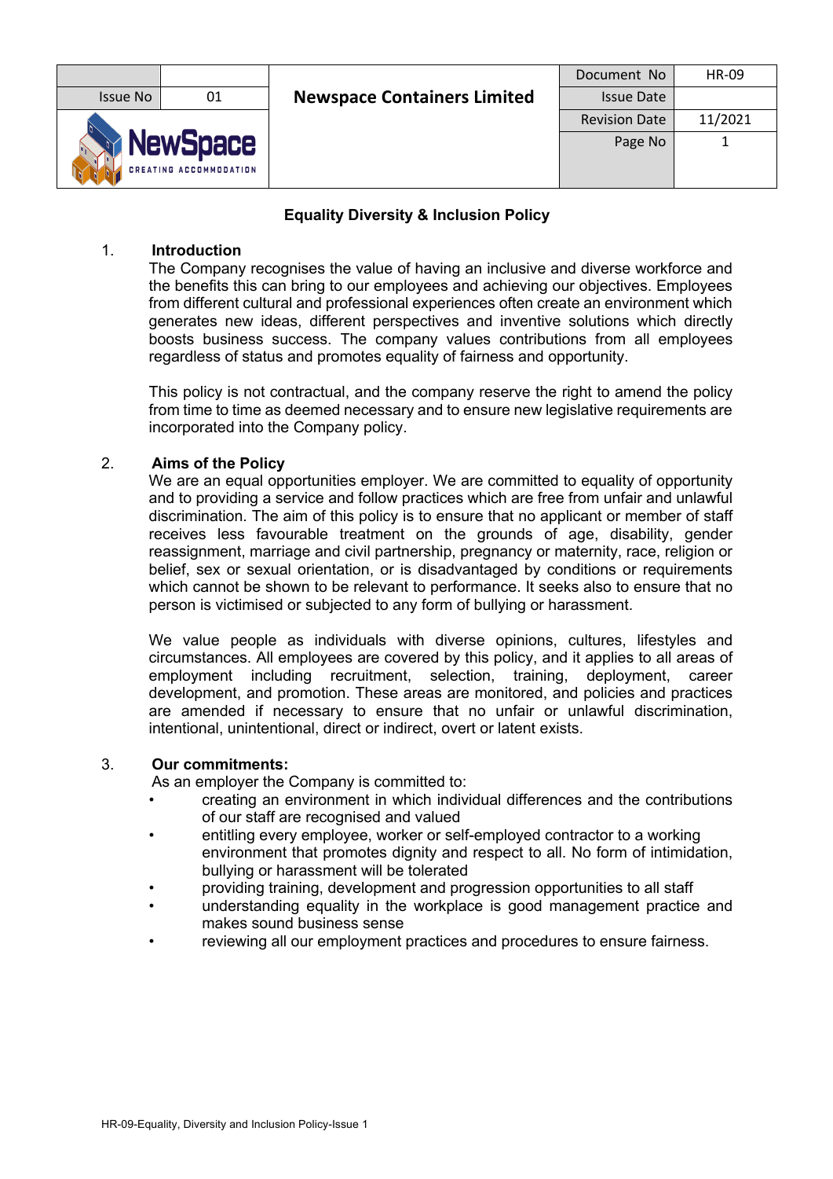| | | Newspace Containers Limited | Document No | HR-09 |
|---|---|---|---|---|
| Issue No | 01 | | Issue Date | |
| NewSpace CREATING ACCOMMODATION | | | Revision Date | 11/2021 |
| | | | Page No | 1 |

## Equality Diversity & Inclusion Policy

### 1. Introduction

The Company recognises the value of having an inclusive and diverse workforce and the benefits this can bring to our employees and achieving our objectives. Employees from different cultural and professional experiences often create an environment which generates new ideas, different perspectives and inventive solutions which directly boosts business success. The company values contributions from all employees regardless of status and promotes equality of fairness and opportunity.

This policy is not contractual, and the company reserve the right to amend the policy from time to time as deemed necessary and to ensure new legislative requirements are incorporated into the Company policy.

### 2. Aims of the Policy

We are an equal opportunities employer. We are committed to equality of opportunity and to providing a service and follow practices which are free from unfair and unlawful discrimination. The aim of this policy is to ensure that no applicant or member of staff receives less favourable treatment on the grounds of age, disability, gender reassignment, marriage and civil partnership, pregnancy or maternity, race, religion or belief, sex or sexual orientation, or is disadvantaged by conditions or requirements which cannot be shown to be relevant to performance. It seeks also to ensure that no person is victimised or subjected to any form of bullying or harassment.

We value people as individuals with diverse opinions, cultures, lifestyles and circumstances. All employees are covered by this policy, and it applies to all areas of employment including recruitment, selection, training, deployment, career development, and promotion. These areas are monitored, and policies and practices are amended if necessary to ensure that no unfair or unlawful discrimination, intentional, unintentional, direct or indirect, overt or latent exists.

### 3. Our commitments:

As an employer the Company is committed to:

- creating an environment in which individual differences and the contributions of our staff are recognised and valued
- entitling every employee, worker or self-employed contractor to a working environment that promotes dignity and respect to all. No form of intimidation, bullying or harassment will be tolerated
- providing training, development and progression opportunities to all staff
- understanding equality in the workplace is good management practice and makes sound business sense
- reviewing all our employment practices and procedures to ensure fairness.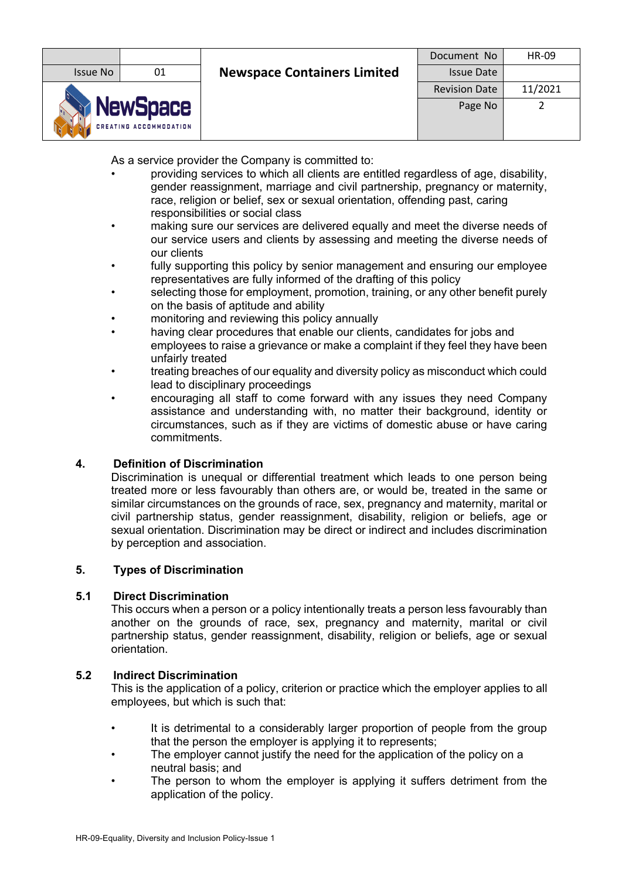As a service provider the Company is committed to:

- providing services to which all clients are entitled regardless of age, disability, gender reassignment, marriage and civil partnership, pregnancy or maternity, race, religion or belief, sex or sexual orientation, offending past, caring responsibilities or social class
- making sure our services are delivered equally and meet the diverse needs of our service users and clients by assessing and meeting the diverse needs of our clients
- fully supporting this policy by senior management and ensuring our employee representatives are fully informed of the drafting of this policy
- selecting those for employment, promotion, training, or any other benefit purely on the basis of aptitude and ability
- monitoring and reviewing this policy annually
- having clear procedures that enable our clients, candidates for jobs and employees to raise a grievance or make a complaint if they feel they have been unfairly treated
- treating breaches of our equality and diversity policy as misconduct which could lead to disciplinary proceedings
- encouraging all staff to come forward with any issues they need Company assistance and understanding with, no matter their background, identity or circumstances, such as if they are victims of domestic abuse or have caring commitments.

## 4. Definition of Discrimination

Discrimination is unequal or differential treatment which leads to one person being treated more or less favourably than others are, or would be, treated in the same or similar circumstances on the grounds of race, sex, pregnancy and maternity, marital or civil partnership status, gender reassignment, disability, religion or beliefs, age or sexual orientation. Discrimination may be direct or indirect and includes discrimination by perception and association.

## 5. Types of Discrimination

### 5.1 Direct Discrimination

This occurs when a person or a policy intentionally treats a person less favourably than another on the grounds of race, sex, pregnancy and maternity, marital or civil partnership status, gender reassignment, disability, religion or beliefs, age or sexual orientation.

### 5.2 Indirect Discrimination

This is the application of a policy, criterion or practice which the employer applies to all employees, but which is such that:

- It is detrimental to a considerably larger proportion of people from the group that the person the employer is applying it to represents;
- The employer cannot justify the need for the application of the policy on a neutral basis; and
- The person to whom the employer is applying it suffers detriment from the application of the policy.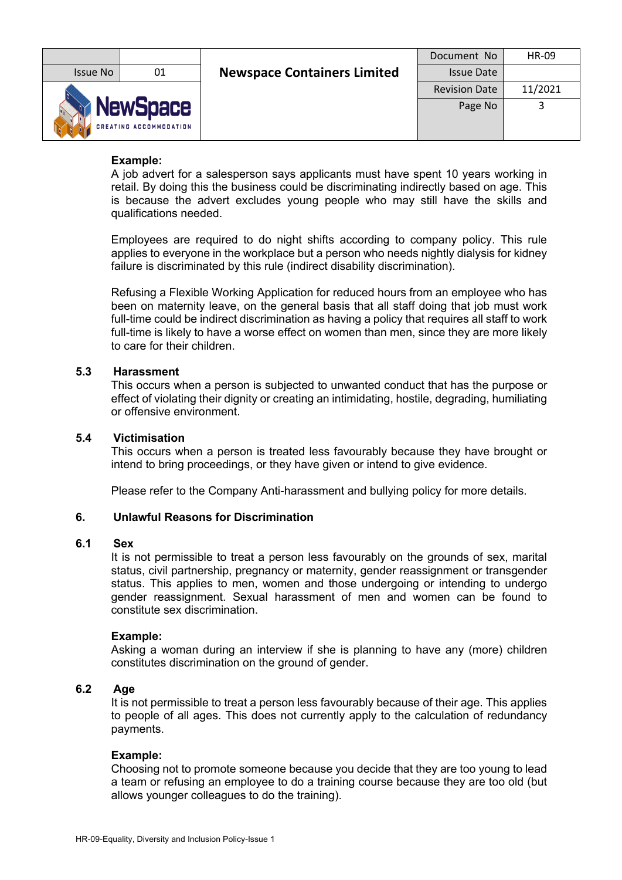**Example:**
A job advert for a salesperson says applicants must have spent 10 years working in retail. By doing this the business could be discriminating indirectly based on age. This is because the advert excludes young people who may still have the skills and qualifications needed.

Employees are required to do night shifts according to company policy. This rule applies to everyone in the workplace but a person who needs nightly dialysis for kidney failure is discriminated by this rule (indirect disability discrimination).

Refusing a Flexible Working Application for reduced hours from an employee who has been on maternity leave, on the general basis that all staff doing that job must work full-time could be indirect discrimination as having a policy that requires all staff to work full-time is likely to have a worse effect on women than men, since they are more likely to care for their children.

### 5.3 Harassment

This occurs when a person is subjected to unwanted conduct that has the purpose or effect of violating their dignity or creating an intimidating, hostile, degrading, humiliating or offensive environment.

### 5.4 Victimisation

This occurs when a person is treated less favourably because they have brought or intend to bring proceedings, or they have given or intend to give evidence.

Please refer to the Company Anti-harassment and bullying policy for more details.

## 6. Unlawful Reasons for Discrimination

### 6.1 Sex

It is not permissible to treat a person less favourably on the grounds of sex, marital status, civil partnership, pregnancy or maternity, gender reassignment or transgender status. This applies to men, women and those undergoing or intending to undergo gender reassignment. Sexual harassment of men and women can be found to constitute sex discrimination.

**Example:**
Asking a woman during an interview if she is planning to have any (more) children constitutes discrimination on the ground of gender.

### 6.2 Age

It is not permissible to treat a person less favourably because of their age. This applies to people of all ages. This does not currently apply to the calculation of redundancy payments.

**Example:**
Choosing not to promote someone because you decide that they are too young to lead a team or refusing an employee to do a training course because they are too old (but allows younger colleagues to do the training).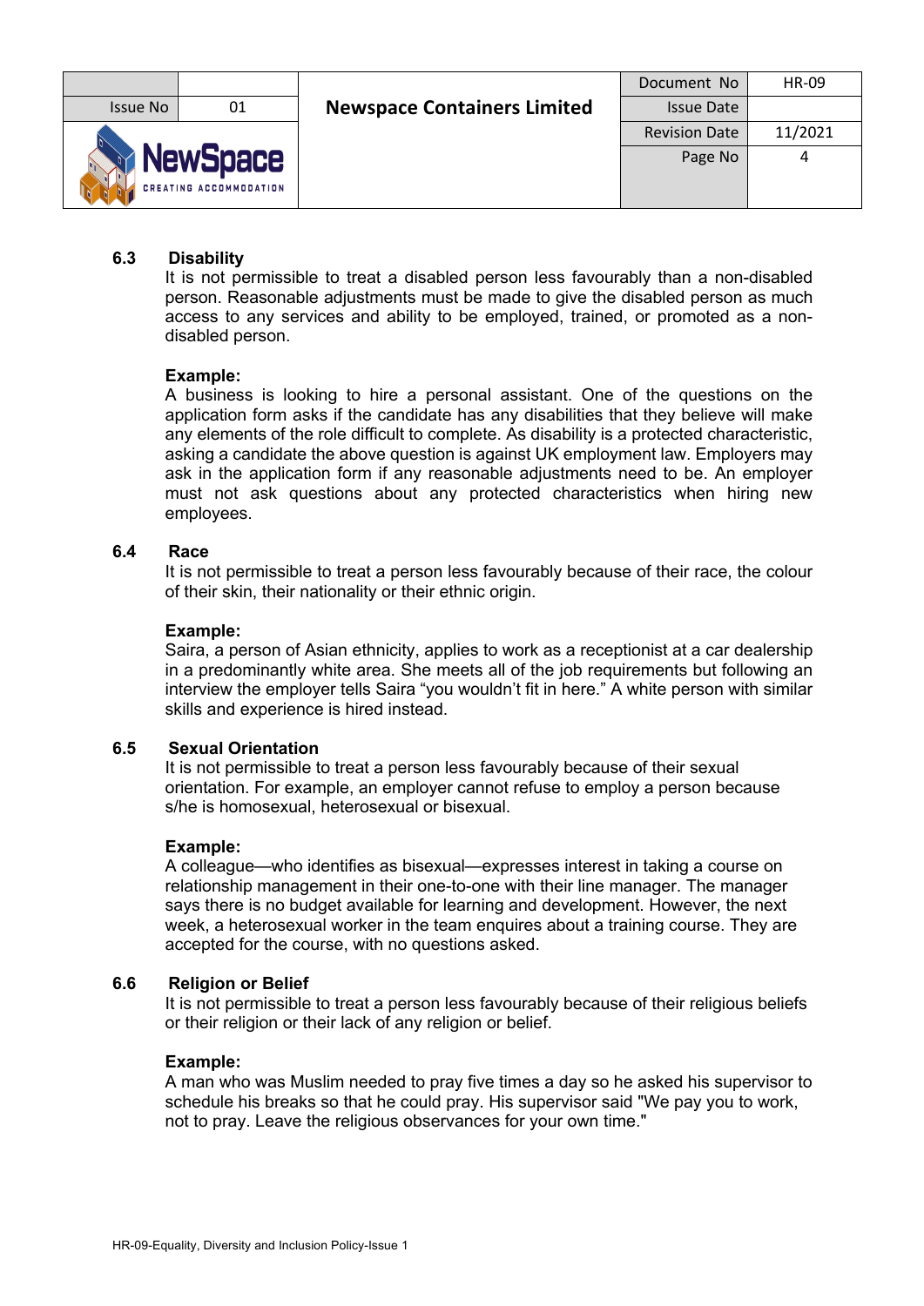### 6.3 Disability

It is not permissible to treat a disabled person less favourably than a non-disabled person. Reasonable adjustments must be made to give the disabled person as much access to any services and ability to be employed, trained, or promoted as a non-disabled person.

**Example:**
A business is looking to hire a personal assistant. One of the questions on the application form asks if the candidate has any disabilities that they believe will make any elements of the role difficult to complete. As disability is a protected characteristic, asking a candidate the above question is against UK employment law. Employers may ask in the application form if any reasonable adjustments need to be. An employer must not ask questions about any protected characteristics when hiring new employees.

### 6.4 Race

It is not permissible to treat a person less favourably because of their race, the colour of their skin, their nationality or their ethnic origin.

**Example:**
Saira, a person of Asian ethnicity, applies to work as a receptionist at a car dealership in a predominantly white area. She meets all of the job requirements but following an interview the employer tells Saira "you wouldn't fit in here." A white person with similar skills and experience is hired instead.

### 6.5 Sexual Orientation

It is not permissible to treat a person less favourably because of their sexual orientation. For example, an employer cannot refuse to employ a person because s/he is homosexual, heterosexual or bisexual.

**Example:**
A colleague—who identifies as bisexual—expresses interest in taking a course on relationship management in their one-to-one with their line manager. The manager says there is no budget available for learning and development. However, the next week, a heterosexual worker in the team enquires about a training course. They are accepted for the course, with no questions asked.

### 6.6 Religion or Belief

It is not permissible to treat a person less favourably because of their religious beliefs or their religion or their lack of any religion or belief.

**Example:**
A man who was Muslim needed to pray five times a day so he asked his supervisor to schedule his breaks so that he could pray. His supervisor said "We pay you to work, not to pray. Leave the religious observances for your own time."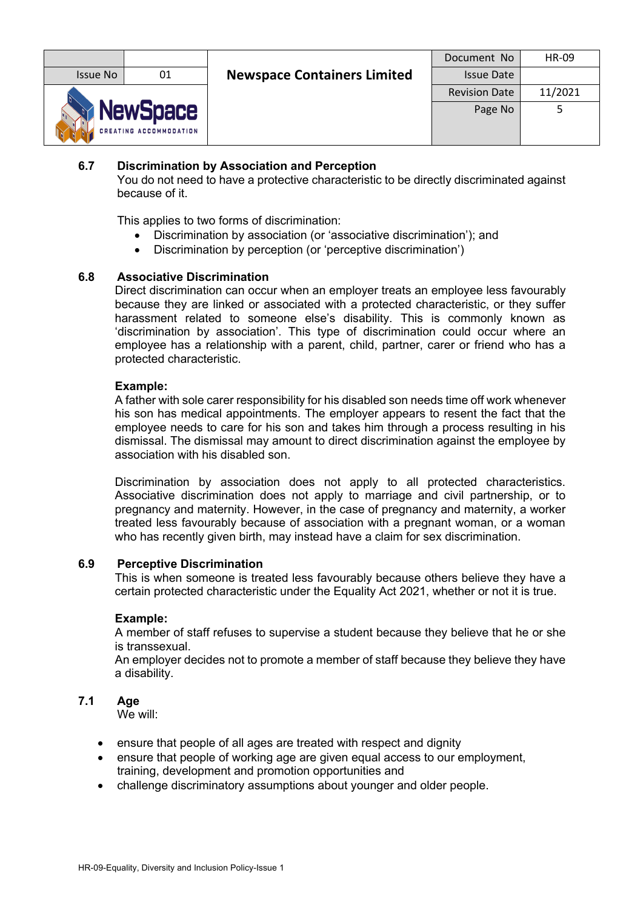### 6.7 Discrimination by Association and Perception

You do not need to have a protective characteristic to be directly discriminated against because of it.

This applies to two forms of discrimination:

- Discrimination by association (or 'associative discrimination'); and
- Discrimination by perception (or 'perceptive discrimination')

### 6.8 Associative Discrimination

Direct discrimination can occur when an employer treats an employee less favourably because they are linked or associated with a protected characteristic, or they suffer harassment related to someone else's disability. This is commonly known as 'discrimination by association'. This type of discrimination could occur where an employee has a relationship with a parent, child, partner, carer or friend who has a protected characteristic.

**Example:**

A father with sole carer responsibility for his disabled son needs time off work whenever his son has medical appointments. The employer appears to resent the fact that the employee needs to care for his son and takes him through a process resulting in his dismissal. The dismissal may amount to direct discrimination against the employee by association with his disabled son.

Discrimination by association does not apply to all protected characteristics. Associative discrimination does not apply to marriage and civil partnership, or to pregnancy and maternity. However, in the case of pregnancy and maternity, a worker treated less favourably because of association with a pregnant woman, or a woman who has recently given birth, may instead have a claim for sex discrimination.

### 6.9 Perceptive Discrimination

This is when someone is treated less favourably because others believe they have a certain protected characteristic under the Equality Act 2021, whether or not it is true.

**Example:**

A member of staff refuses to supervise a student because they believe that he or she is transsexual.
An employer decides not to promote a member of staff because they believe they have a disability.

### 7.1 Age

We will:

- ensure that people of all ages are treated with respect and dignity
- ensure that people of working age are given equal access to our employment, training, development and promotion opportunities and
- challenge discriminatory assumptions about younger and older people.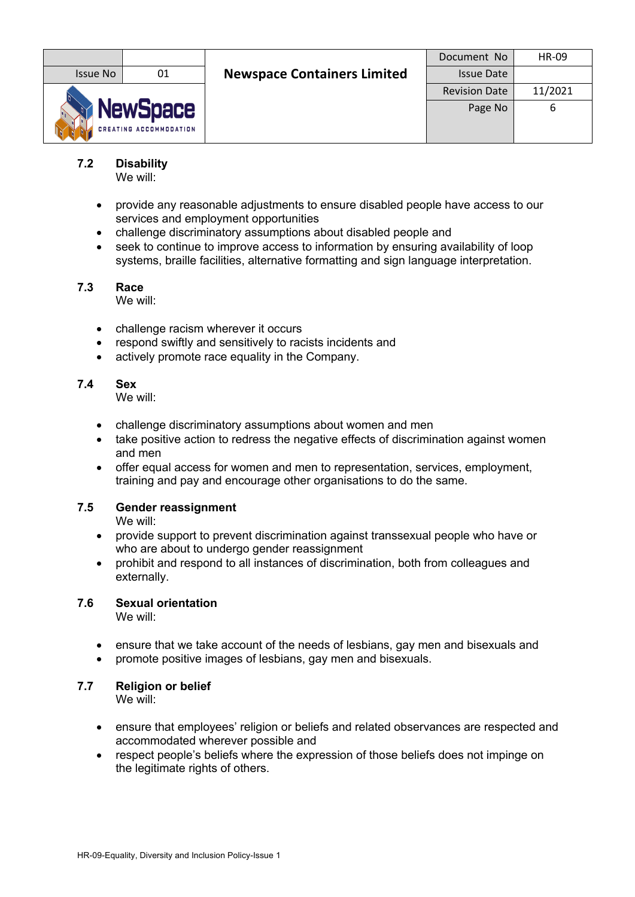### 7.2 Disability

We will:

- provide any reasonable adjustments to ensure disabled people have access to our services and employment opportunities
- challenge discriminatory assumptions about disabled people and
- seek to continue to improve access to information by ensuring availability of loop systems, braille facilities, alternative formatting and sign language interpretation.

### 7.3 Race

We will:

- challenge racism wherever it occurs
- respond swiftly and sensitively to racists incidents and
- actively promote race equality in the Company.

### 7.4 Sex

We will:

- challenge discriminatory assumptions about women and men
- take positive action to redress the negative effects of discrimination against women and men
- offer equal access for women and men to representation, services, employment, training and pay and encourage other organisations to do the same.

### 7.5 Gender reassignment

We will:

- provide support to prevent discrimination against transsexual people who have or who are about to undergo gender reassignment
- prohibit and respond to all instances of discrimination, both from colleagues and externally.

### 7.6 Sexual orientation

We will:

- ensure that we take account of the needs of lesbians, gay men and bisexuals and
- promote positive images of lesbians, gay men and bisexuals.

### 7.7 Religion or belief

We will:

- ensure that employees' religion or beliefs and related observances are respected and accommodated wherever possible and
- respect people's beliefs where the expression of those beliefs does not impinge on the legitimate rights of others.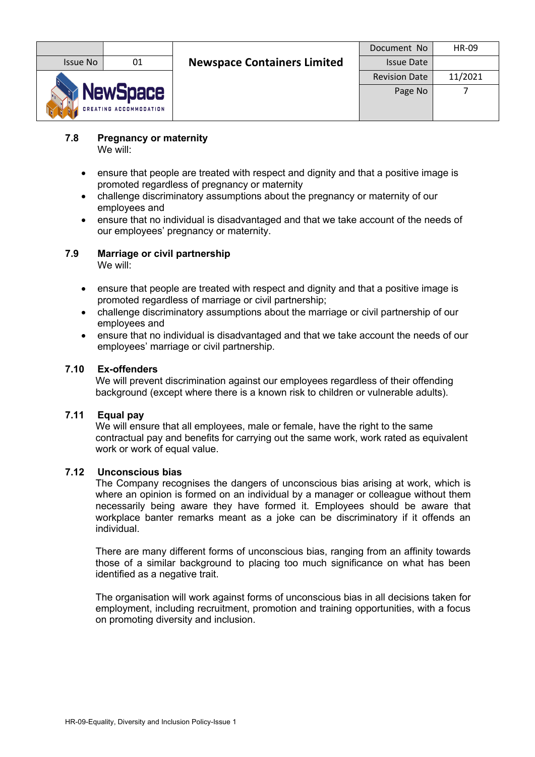### 7.8 Pregnancy or maternity

We will:

- ensure that people are treated with respect and dignity and that a positive image is promoted regardless of pregnancy or maternity
- challenge discriminatory assumptions about the pregnancy or maternity of our employees and
- ensure that no individual is disadvantaged and that we take account of the needs of our employees' pregnancy or maternity.

### 7.9 Marriage or civil partnership

We will:

- ensure that people are treated with respect and dignity and that a positive image is promoted regardless of marriage or civil partnership;
- challenge discriminatory assumptions about the marriage or civil partnership of our employees and
- ensure that no individual is disadvantaged and that we take account the needs of our employees' marriage or civil partnership.

### 7.10 Ex-offenders

We will prevent discrimination against our employees regardless of their offending background (except where there is a known risk to children or vulnerable adults).

### 7.11 Equal pay

We will ensure that all employees, male or female, have the right to the same contractual pay and benefits for carrying out the same work, work rated as equivalent work or work of equal value.

### 7.12 Unconscious bias

The Company recognises the dangers of unconscious bias arising at work, which is where an opinion is formed on an individual by a manager or colleague without them necessarily being aware they have formed it. Employees should be aware that workplace banter remarks meant as a joke can be discriminatory if it offends an individual.

There are many different forms of unconscious bias, ranging from an affinity towards those of a similar background to placing too much significance on what has been identified as a negative trait.

The organisation will work against forms of unconscious bias in all decisions taken for employment, including recruitment, promotion and training opportunities, with a focus on promoting diversity and inclusion.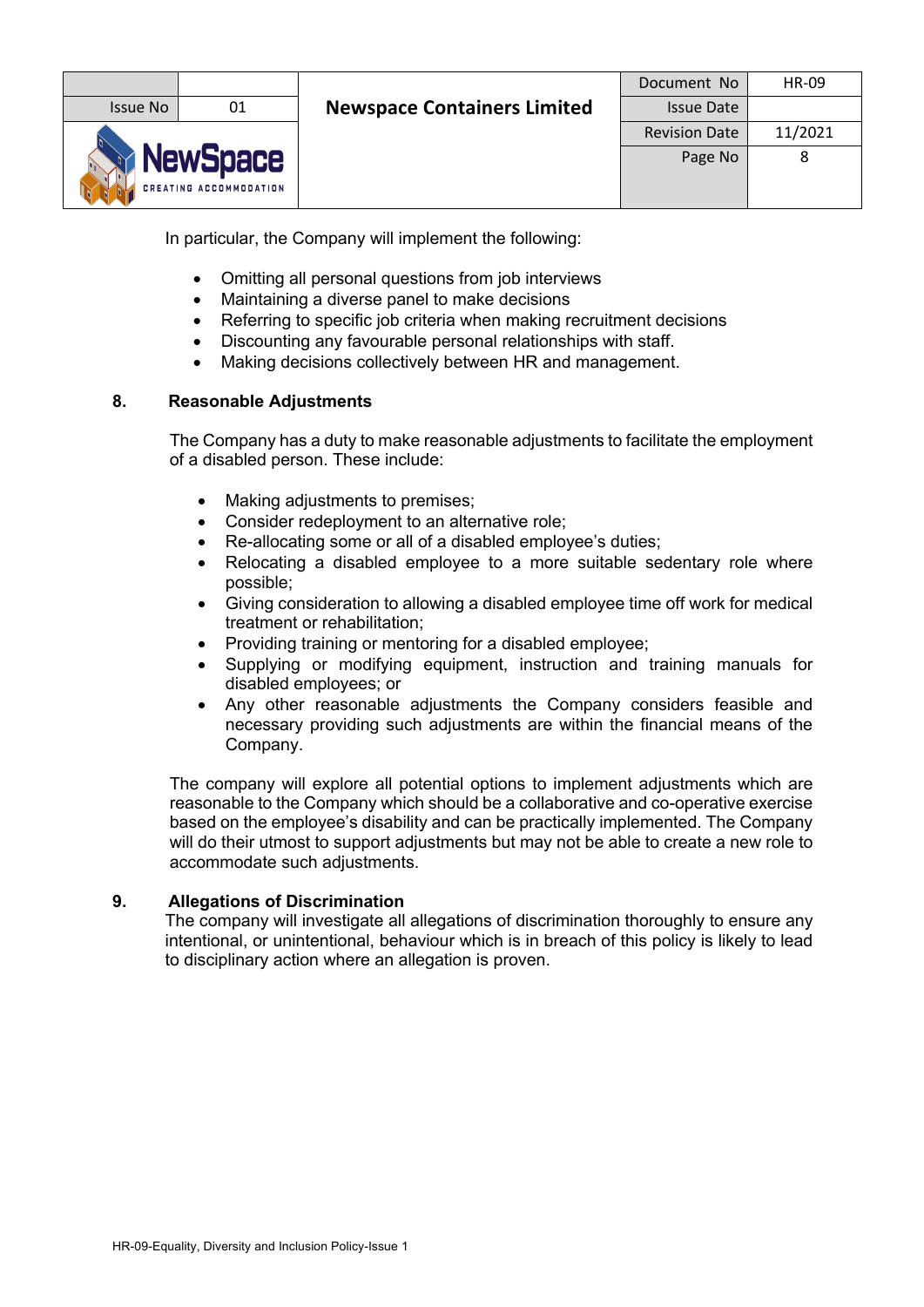In particular, the Company will implement the following:

- Omitting all personal questions from job interviews
- Maintaining a diverse panel to make decisions
- Referring to specific job criteria when making recruitment decisions
- Discounting any favourable personal relationships with staff.
- Making decisions collectively between HR and management.

## 8. Reasonable Adjustments

The Company has a duty to make reasonable adjustments to facilitate the employment of a disabled person. These include:

- Making adjustments to premises;
- Consider redeployment to an alternative role;
- Re-allocating some or all of a disabled employee's duties;
- Relocating a disabled employee to a more suitable sedentary role where possible;
- Giving consideration to allowing a disabled employee time off work for medical treatment or rehabilitation;
- Providing training or mentoring for a disabled employee;
- Supplying or modifying equipment, instruction and training manuals for disabled employees; or
- Any other reasonable adjustments the Company considers feasible and necessary providing such adjustments are within the financial means of the Company.

The company will explore all potential options to implement adjustments which are reasonable to the Company which should be a collaborative and co-operative exercise based on the employee's disability and can be practically implemented. The Company will do their utmost to support adjustments but may not be able to create a new role to accommodate such adjustments.

## 9. Allegations of Discrimination

The company will investigate all allegations of discrimination thoroughly to ensure any intentional, or unintentional, behaviour which is in breach of this policy is likely to lead to disciplinary action where an allegation is proven.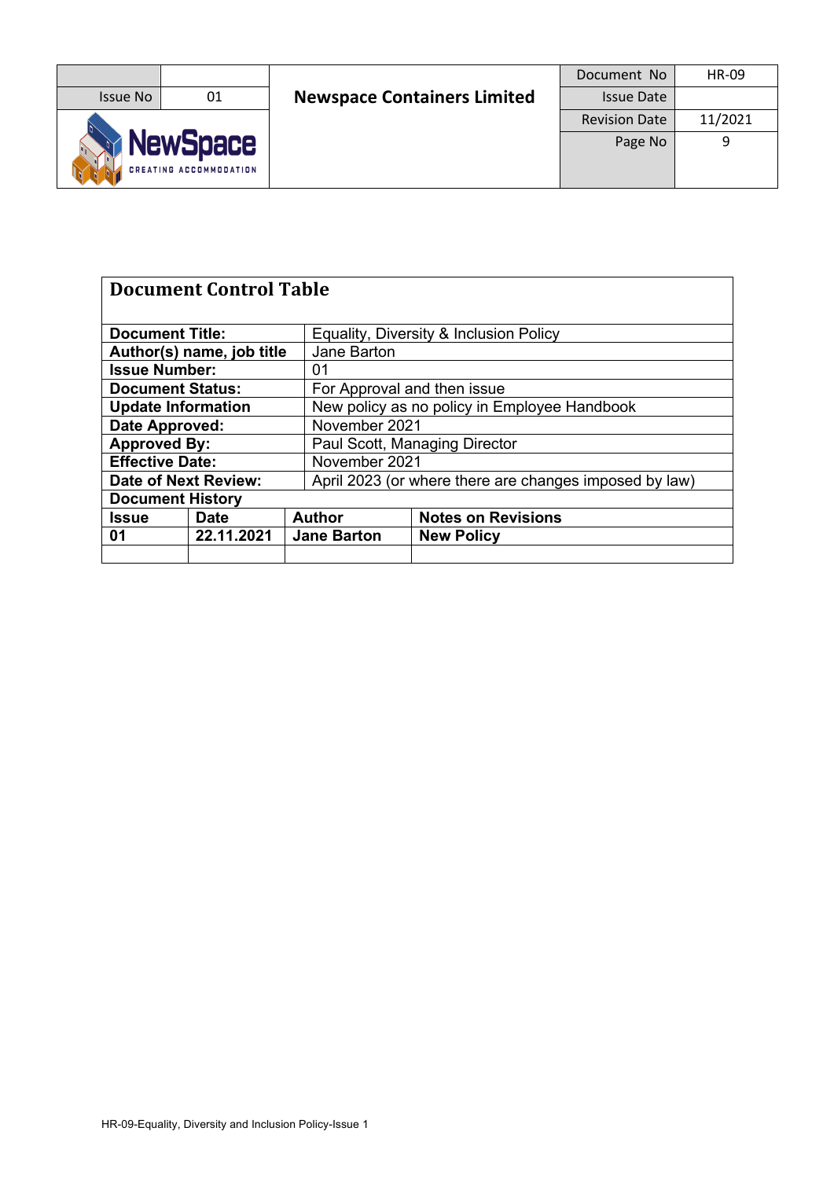## Document Control Table

| | |
|---|---|
| **Document Title:** | Equality, Diversity & Inclusion Policy |
| **Author(s) name, job title** | Jane Barton |
| **Issue Number:** | 01 |
| **Document Status:** | For Approval and then issue |
| **Update Information** | New policy as no policy in Employee Handbook |
| **Date Approved:** | November 2021 |
| **Approved By:** | Paul Scott, Managing Director |
| **Effective Date:** | November 2021 |
| **Date of Next Review:** | April 2023 (or where there are changes imposed by law) |

**Document History**

| **Issue** | **Date** | **Author** | **Notes on Revisions** |
|---|---|---|---|
| **01** | **22.11.2021** | **Jane Barton** | **New Policy** |
| | | | |